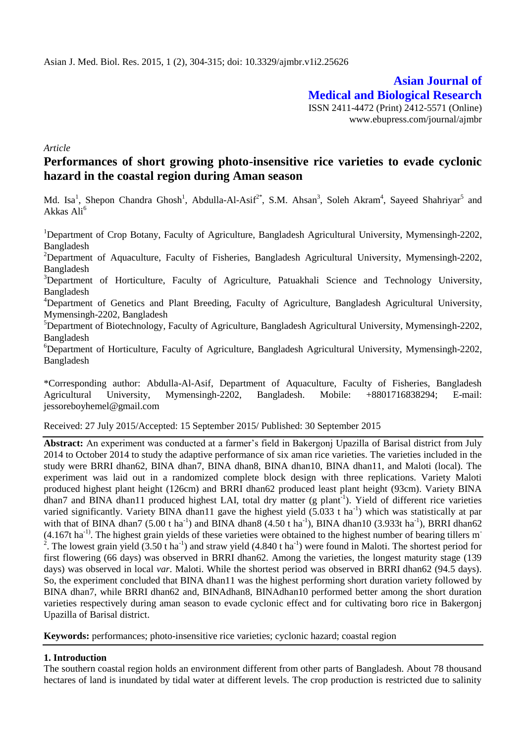Asian J. Med. Biol. Res. 2015, 1 (2), 304-315; doi: 10.3329/ajmbr.v1i2.25626

**Asian Journal of Medical and Biological Research**

ISSN 2411-4472 (Print) 2412-5571 (Online)
www.ebupress.com/journal/ajmbr

*Article*

# Performances of short growing photo-insensitive rice varieties to evade cyclonic hazard in the coastal region during Aman season

Md. Isa[1], Shepon Chandra Ghosh[1], Abdulla-Al-Asif[2*], S.M. Ahsan[3], Soleh Akram[4], Sayeed Shahriyar[5] and Akkas Ali[6]

[1]Department of Crop Botany, Faculty of Agriculture, Bangladesh Agricultural University, Mymensingh-2202, Bangladesh

[2]Department of Aquaculture, Faculty of Fisheries, Bangladesh Agricultural University, Mymensingh-2202, Bangladesh

[3]Department of Horticulture, Faculty of Agriculture, Patuakhali Science and Technology University, Bangladesh

[4]Department of Genetics and Plant Breeding, Faculty of Agriculture, Bangladesh Agricultural University, Mymensingh-2202, Bangladesh

[5]Department of Biotechnology, Faculty of Agriculture, Bangladesh Agricultural University, Mymensingh-2202, Bangladesh

[6]Department of Horticulture, Faculty of Agriculture, Bangladesh Agricultural University, Mymensingh-2202, Bangladesh

\*Corresponding author: Abdulla-Al-Asif, Department of Aquaculture, Faculty of Fisheries, Bangladesh Agricultural University, Mymensingh-2202, Bangladesh. Mobile: +8801716838294; E-mail: jessoreboyhemel@gmail.com

Received: 27 July 2015/Accepted: 15 September 2015/ Published: 30 September 2015

**Abstract:** An experiment was conducted at a farmer's field in Bakergonj Upazilla of Barisal district from July 2014 to October 2014 to study the adaptive performance of six aman rice varieties. The varieties included in the study were BRRI dhan62, BINA dhan7, BINA dhan8, BINA dhan10, BINA dhan11, and Maloti (local). The experiment was laid out in a randomized complete block design with three replications. Variety Maloti produced highest plant height (126cm) and BRRI dhan62 produced least plant height (93cm). Variety BINA dhan7 and BINA dhan11 produced highest LAI, total dry matter (g plant$^{-1}$). Yield of different rice varieties varied significantly. Variety BINA dhan11 gave the highest yield (5.033 t ha$^{-1}$) which was statistically at par with that of BINA dhan7 (5.00 t ha$^{-1}$) and BINA dhan8 (4.50 t ha$^{-1}$), BINA dhan10 (3.933t ha$^{-1}$), BRRI dhan62 (4.167t ha$^{-1)}$. The highest grain yields of these varieties were obtained to the highest number of bearing tillers m$^{-2}$. The lowest grain yield (3.50 t ha$^{-1}$) and straw yield (4.840 t ha$^{-1}$) were found in Maloti. The shortest period for first flowering (66 days) was observed in BRRI dhan62. Among the varieties, the longest maturity stage (139 days) was observed in local *var*. Maloti. While the shortest period was observed in BRRI dhan62 (94.5 days). So, the experiment concluded that BINA dhan11 was the highest performing short duration variety followed by BINA dhan7, while BRRI dhan62 and, BINAdhan8, BINAdhan10 performed better among the short duration varieties respectively during aman season to evade cyclonic effect and for cultivating boro rice in Bakergonj Upazilla of Barisal district.

**Keywords:** performances; photo-insensitive rice varieties; cyclonic hazard; coastal region

## 1. Introduction

The southern coastal region holds an environment different from other parts of Bangladesh. About 78 thousand hectares of land is inundated by tidal water at different levels. The crop production is restricted due to salinity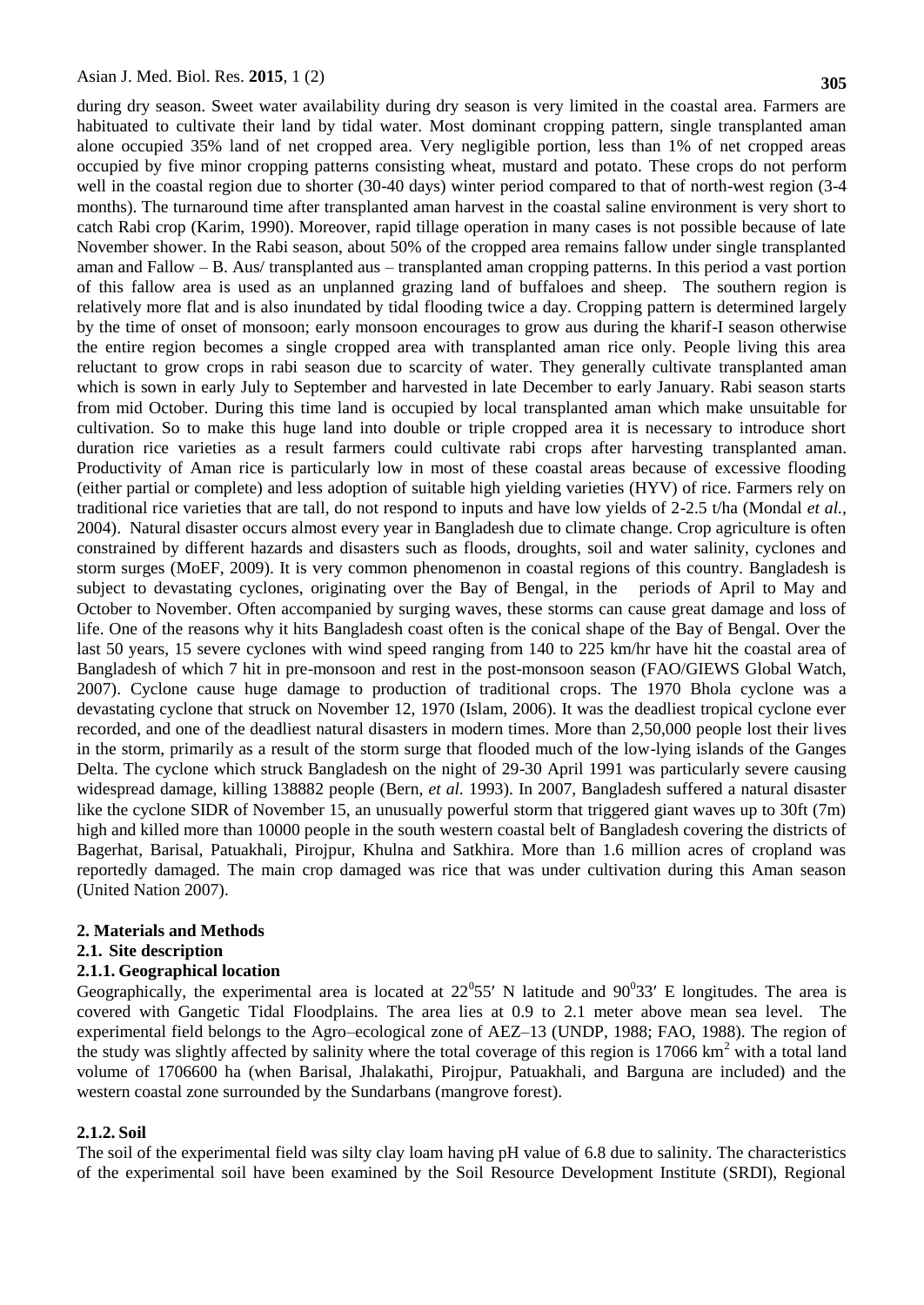during dry season. Sweet water availability during dry season is very limited in the coastal area. Farmers are habituated to cultivate their land by tidal water. Most dominant cropping pattern, single transplanted aman alone occupied 35% land of net cropped area. Very negligible portion, less than 1% of net cropped areas occupied by five minor cropping patterns consisting wheat, mustard and potato. These crops do not perform well in the coastal region due to shorter (30-40 days) winter period compared to that of north-west region (3-4 months). The turnaround time after transplanted aman harvest in the coastal saline environment is very short to catch Rabi crop (Karim, 1990). Moreover, rapid tillage operation in many cases is not possible because of late November shower. In the Rabi season, about 50% of the cropped area remains fallow under single transplanted aman and Fallow – B. Aus/ transplanted aus – transplanted aman cropping patterns. In this period a vast portion of this fallow area is used as an unplanned grazing land of buffaloes and sheep. The southern region is relatively more flat and is also inundated by tidal flooding twice a day. Cropping pattern is determined largely by the time of onset of monsoon; early monsoon encourages to grow aus during the kharif-I season otherwise the entire region becomes a single cropped area with transplanted aman rice only. People living this area reluctant to grow crops in rabi season due to scarcity of water. They generally cultivate transplanted aman which is sown in early July to September and harvested in late December to early January. Rabi season starts from mid October. During this time land is occupied by local transplanted aman which make unsuitable for cultivation. So to make this huge land into double or triple cropped area it is necessary to introduce short duration rice varieties as a result farmers could cultivate rabi crops after harvesting transplanted aman. Productivity of Aman rice is particularly low in most of these coastal areas because of excessive flooding (either partial or complete) and less adoption of suitable high yielding varieties (HYV) of rice. Farmers rely on traditional rice varieties that are tall, do not respond to inputs and have low yields of 2-2.5 t/ha (Mondal *et al.*, 2004). Natural disaster occurs almost every year in Bangladesh due to climate change. Crop agriculture is often constrained by different hazards and disasters such as floods, droughts, soil and water salinity, cyclones and storm surges (MoEF, 2009). It is very common phenomenon in coastal regions of this country. Bangladesh is subject to devastating cyclones, originating over the Bay of Bengal, in the periods of April to May and October to November. Often accompanied by surging waves, these storms can cause great damage and loss of life. One of the reasons why it hits Bangladesh coast often is the conical shape of the Bay of Bengal. Over the last 50 years, 15 severe cyclones with wind speed ranging from 140 to 225 km/hr have hit the coastal area of Bangladesh of which 7 hit in pre-monsoon and rest in the post-monsoon season (FAO/GIEWS Global Watch, 2007). Cyclone cause huge damage to production of traditional crops. The 1970 Bhola cyclone was a devastating cyclone that struck on November 12, 1970 (Islam, 2006). It was the deadliest tropical cyclone ever recorded, and one of the deadliest natural disasters in modern times. More than 2,50,000 people lost their lives in the storm, primarily as a result of the storm surge that flooded much of the low-lying islands of the Ganges Delta. The cyclone which struck Bangladesh on the night of 29-30 April 1991 was particularly severe causing widespread damage, killing 138882 people (Bern, *et al.* 1993). In 2007, Bangladesh suffered a natural disaster like the cyclone SIDR of November 15, an unusually powerful storm that triggered giant waves up to 30ft (7m) high and killed more than 10000 people in the south western coastal belt of Bangladesh covering the districts of Bagerhat, Barisal, Patuakhali, Pirojpur, Khulna and Satkhira. More than 1.6 million acres of cropland was reportedly damaged. The main crop damaged was rice that was under cultivation during this Aman season (United Nation 2007).

## 2. Materials and Methods

### 2.1. Site description

#### 2.1.1. Geographical location

Geographically, the experimental area is located at $22^0 55'$ N latitude and $90^0 33'$ E longitudes. The area is covered with Gangetic Tidal Floodplains. The area lies at 0.9 to 2.1 meter above mean sea level. The experimental field belongs to the Agro–ecological zone of AEZ–13 (UNDP, 1988; FAO, 1988). The region of the study was slightly affected by salinity where the total coverage of this region is 17066 km$^2$ with a total land volume of 1706600 ha (when Barisal, Jhalakathi, Pirojpur, Patuakhali, and Barguna are included) and the western coastal zone surrounded by the Sundarbans (mangrove forest).

#### 2.1.2. Soil

The soil of the experimental field was silty clay loam having pH value of 6.8 due to salinity. The characteristics of the experimental soil have been examined by the Soil Resource Development Institute (SRDI), Regional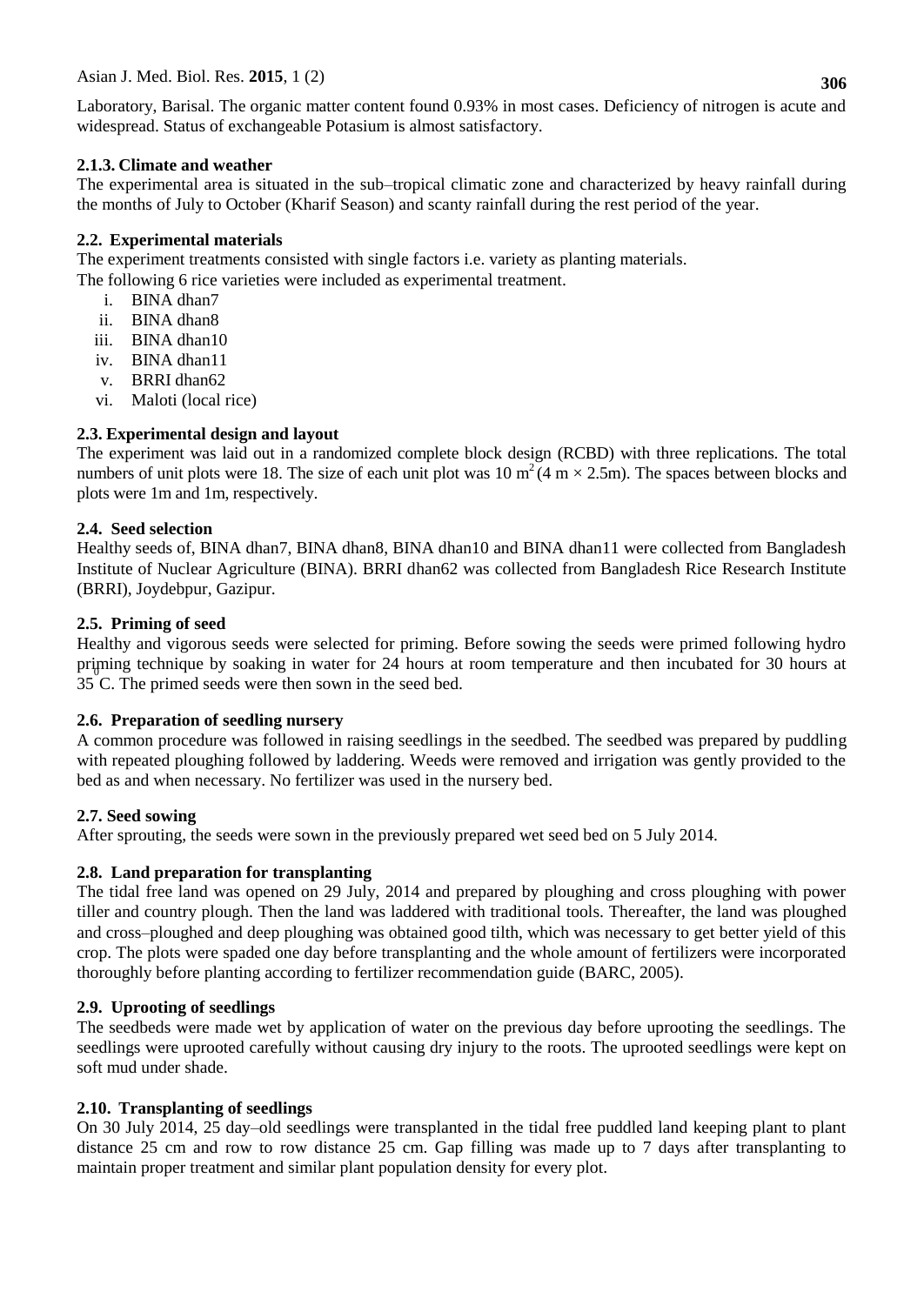Laboratory, Barisal. The organic matter content found 0.93% in most cases. Deficiency of nitrogen is acute and widespread. Status of exchangeable Potasium is almost satisfactory.

### 2.1.3. Climate and weather

The experimental area is situated in the sub–tropical climatic zone and characterized by heavy rainfall during the months of July to October (Kharif Season) and scanty rainfall during the rest period of the year.

## 2.2. Experimental materials

The experiment treatments consisted with single factors i.e. variety as planting materials.
The following 6 rice varieties were included as experimental treatment.

i. BINA dhan7
ii. BINA dhan8
iii. BINA dhan10
iv. BINA dhan11
v. BRRI dhan62
vi. Maloti (local rice)

## 2.3. Experimental design and layout

The experiment was laid out in a randomized complete block design (RCBD) with three replications. The total numbers of unit plots were 18. The size of each unit plot was 10 $m^2$ (4 m × 2.5m). The spaces between blocks and plots were 1m and 1m, respectively.

## 2.4. Seed selection

Healthy seeds of, BINA dhan7, BINA dhan8, BINA dhan10 and BINA dhan11 were collected from Bangladesh Institute of Nuclear Agriculture (BINA). BRRI dhan62 was collected from Bangladesh Rice Research Institute (BRRI), Joydebpur, Gazipur.

## 2.5. Priming of seed

Healthy and vigorous seeds were selected for priming. Before sowing the seeds were primed following hydro priming technique by soaking in water for 24 hours at room temperature and then incubated for 30 hours at $35^0$C. The primed seeds were then sown in the seed bed.

## 2.6. Preparation of seedling nursery

A common procedure was followed in raising seedlings in the seedbed. The seedbed was prepared by puddling with repeated ploughing followed by laddering. Weeds were removed and irrigation was gently provided to the bed as and when necessary. No fertilizer was used in the nursery bed.

## 2.7. Seed sowing

After sprouting, the seeds were sown in the previously prepared wet seed bed on 5 July 2014.

## 2.8. Land preparation for transplanting

The tidal free land was opened on 29 July, 2014 and prepared by ploughing and cross ploughing with power tiller and country plough. Then the land was laddered with traditional tools. Thereafter, the land was ploughed and cross–ploughed and deep ploughing was obtained good tilth, which was necessary to get better yield of this crop. The plots were spaded one day before transplanting and the whole amount of fertilizers were incorporated thoroughly before planting according to fertilizer recommendation guide (BARC, 2005).

## 2.9. Uprooting of seedlings

The seedbeds were made wet by application of water on the previous day before uprooting the seedlings. The seedlings were uprooted carefully without causing dry injury to the roots. The uprooted seedlings were kept on soft mud under shade.

## 2.10. Transplanting of seedlings

On 30 July 2014, 25 day–old seedlings were transplanted in the tidal free puddled land keeping plant to plant distance 25 cm and row to row distance 25 cm. Gap filling was made up to 7 days after transplanting to maintain proper treatment and similar plant population density for every plot.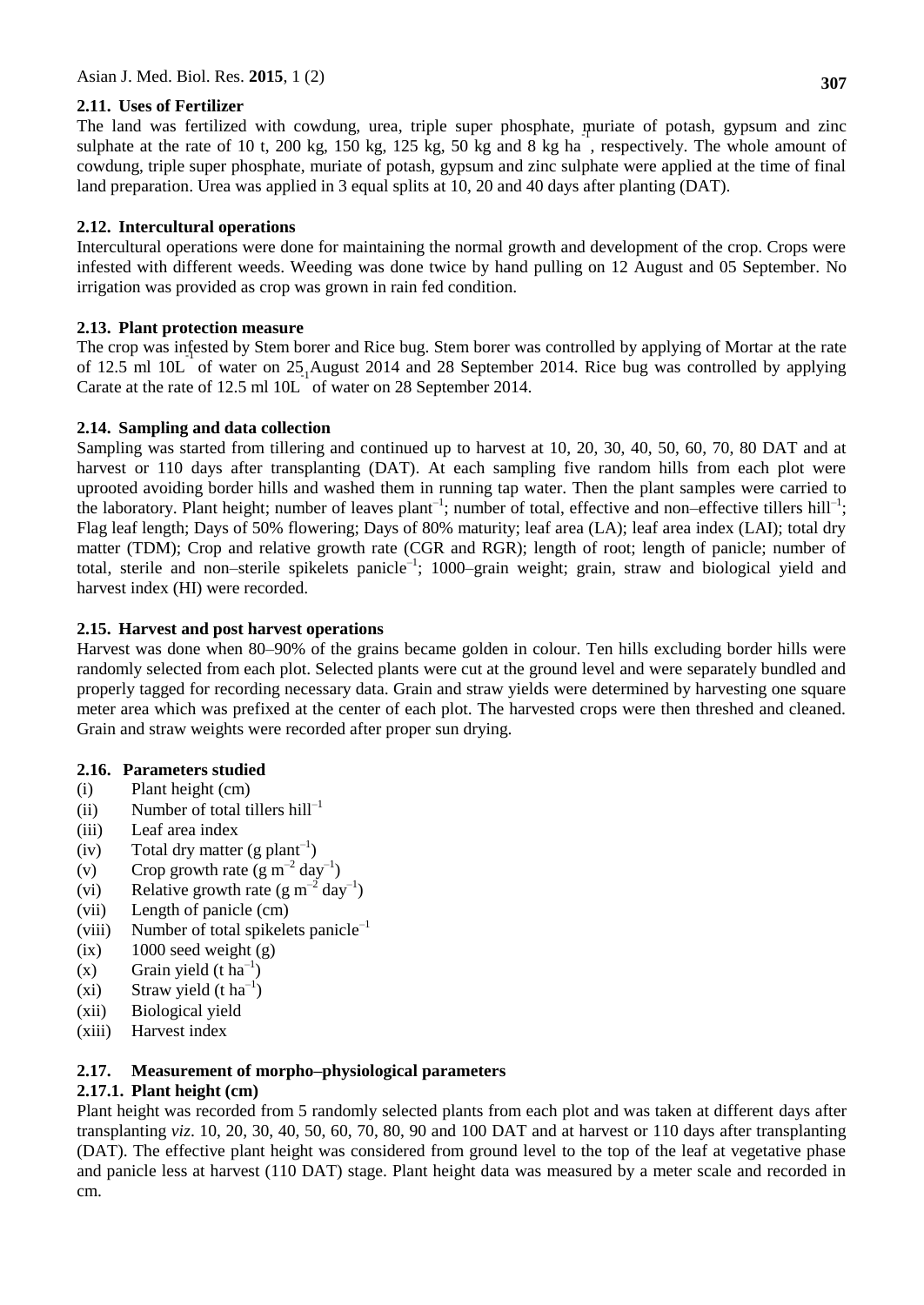### 2.11. Uses of Fertilizer

The land was fertilized with cowdung, urea, triple super phosphate, muriate of potash, gypsum and zinc sulphate at the rate of 10 t, 200 kg, 150 kg, 125 kg, 50 kg and 8 kg $ha^{-1}$, respectively. The whole amount of cowdung, triple super phosphate, muriate of potash, gypsum and zinc sulphate were applied at the time of final land preparation. Urea was applied in 3 equal splits at 10, 20 and 40 days after planting (DAT).

### 2.12. Intercultural operations

Intercultural operations were done for maintaining the normal growth and development of the crop. Crops were infested with different weeds. Weeding was done twice by hand pulling on 12 August and 05 September. No irrigation was provided as crop was grown in rain fed condition.

### 2.13. Plant protection measure

The crop was infested by Stem borer and Rice bug. Stem borer was controlled by applying of Mortar at the rate of 12.5 ml $10L^{-1}$ of water on 25 August 2014 and 28 September 2014. Rice bug was controlled by applying Carate at the rate of 12.5 ml $10L^{-1}$ of water on 28 September 2014.

### 2.14. Sampling and data collection

Sampling was started from tillering and continued up to harvest at 10, 20, 30, 40, 50, 60, 70, 80 DAT and at harvest or 110 days after transplanting (DAT). At each sampling five random hills from each plot were uprooted avoiding border hills and washed them in running tap water. Then the plant samples were carried to the laboratory. Plant height; number of leaves $plant^{-1}$; number of total, effective and non–effective tillers $hill^{-1}$; Flag leaf length; Days of 50% flowering; Days of 80% maturity; leaf area (LA); leaf area index (LAI); total dry matter (TDM); Crop and relative growth rate (CGR and RGR); length of root; length of panicle; number of total, sterile and non–sterile spikelets $panicle^{-1}$; 1000–grain weight; grain, straw and biological yield and harvest index (HI) were recorded.

### 2.15. Harvest and post harvest operations

Harvest was done when 80–90% of the grains became golden in colour. Ten hills excluding border hills were randomly selected from each plot. Selected plants were cut at the ground level and were separately bundled and properly tagged for recording necessary data. Grain and straw yields were determined by harvesting one square meter area which was prefixed at the center of each plot. The harvested crops were then threshed and cleaned. Grain and straw weights were recorded after proper sun drying.

### 2.16. Parameters studied

(i) Plant height (cm)
(ii) Number of total tillers $hill^{-1}$
(iii) Leaf area index
(iv) Total dry matter (g $plant^{-1}$)
(v) Crop growth rate (g $m^{-2}$ $day^{-1}$)
(vi) Relative growth rate (g $m^{-2}$ $day^{-1}$)
(vii) Length of panicle (cm)
(viii) Number of total spikelets $panicle^{-1}$
(ix) 1000 seed weight (g)
(x) Grain yield (t $ha^{-1}$)
(xi) Straw yield (t $ha^{-1}$)
(xii) Biological yield
(xiii) Harvest index

### 2.17. Measurement of morpho–physiological parameters

#### 2.17.1. Plant height (cm)

Plant height was recorded from 5 randomly selected plants from each plot and was taken at different days after transplanting *viz*. 10, 20, 30, 40, 50, 60, 70, 80, 90 and 100 DAT and at harvest or 110 days after transplanting (DAT). The effective plant height was considered from ground level to the top of the leaf at vegetative phase and panicle less at harvest (110 DAT) stage. Plant height data was measured by a meter scale and recorded in cm.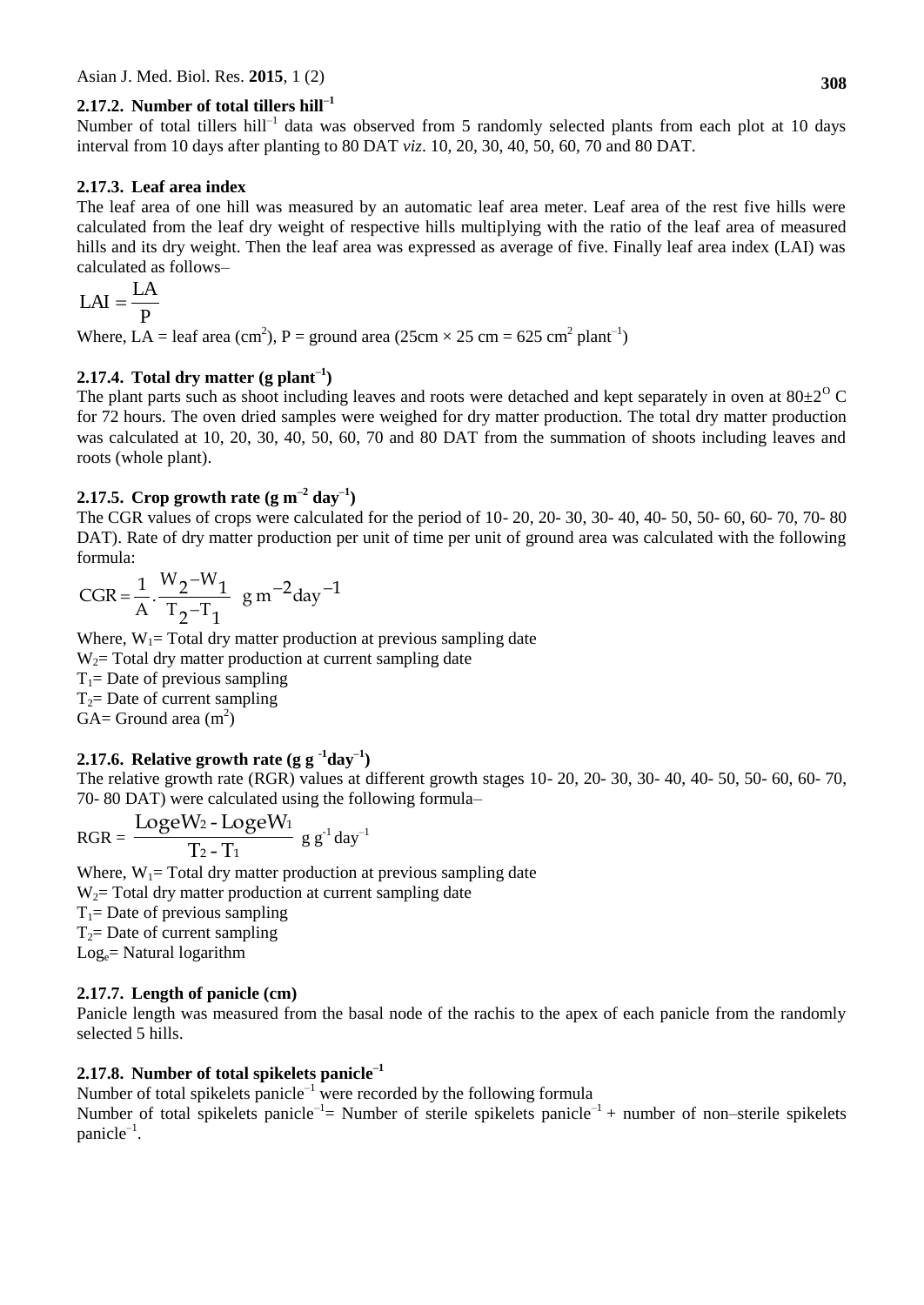### 2.17.2. Number of total tillers hill$^{-1}$

Number of total tillers hill$^{-1}$ data was observed from 5 randomly selected plants from each plot at 10 days interval from 10 days after planting to 80 DAT *viz*. 10, 20, 30, 40, 50, 60, 70 and 80 DAT.

### 2.17.3. Leaf area index

The leaf area of one hill was measured by an automatic leaf area meter. Leaf area of the rest five hills were calculated from the leaf dry weight of respective hills multiplying with the ratio of the leaf area of measured hills and its dry weight. Then the leaf area was expressed as average of five. Finally leaf area index (LAI) was calculated as follows–

$$\text{LAI} = \frac{\text{LA}}{\text{P}}$$

Where, LA = leaf area ($cm^2$), P = ground area (25cm × 25 cm = 625 $cm^2$ $plant^{-1}$)

### 2.17.4. Total dry matter (g plant$^{-1}$)

The plant parts such as shoot including leaves and roots were detached and kept separately in oven at $80 \pm 2^{O}$ C for 72 hours. The oven dried samples were weighed for dry matter production. The total dry matter production was calculated at 10, 20, 30, 40, 50, 60, 70 and 80 DAT from the summation of shoots including leaves and roots (whole plant).

### 2.17.5. Crop growth rate (g m$^{-2}$ day$^{-1}$)

The CGR values of crops were calculated for the period of 10- 20, 20- 30, 30- 40, 40- 50, 50- 60, 60- 70, 70- 80 DAT). Rate of dry matter production per unit of time per unit of ground area was calculated with the following formula:

$$\text{CGR} = \frac{1}{\text{A}} \cdot \frac{W_2 - W_1}{T_2 - T_1} \ \text{g m}^{-2}\text{day}^{-1}$$

Where, $W_1$= Total dry matter production at previous sampling date
$W_2$= Total dry matter production at current sampling date
$T_1$= Date of previous sampling
$T_2$= Date of current sampling
GA= Ground area ($m^2$)

### 2.17.6. Relative growth rate (g g$^{-1}$day$^{-1}$)

The relative growth rate (RGR) values at different growth stages 10- 20, 20- 30, 30- 40, 40- 50, 50- 60, 60- 70, 70- 80 DAT) were calculated using the following formula–

$$\text{RGR} = \frac{\text{Loge}W_2 - \text{Loge}W_1}{T_2 - T_1} \ \text{g g}^{-1}\,\text{day}^{-1}$$

Where, $W_1$= Total dry matter production at previous sampling date
$W_2$= Total dry matter production at current sampling date
$T_1$= Date of previous sampling
$T_2$= Date of current sampling
$Log_e$= Natural logarithm

### 2.17.7. Length of panicle (cm)

Panicle length was measured from the basal node of the rachis to the apex of each panicle from the randomly selected 5 hills.

### 2.17.8. Number of total spikelets panicle$^{-1}$

Number of total spikelets panicle$^{-1}$ were recorded by the following formula
Number of total spikelets panicle$^{-1}$= Number of sterile spikelets panicle$^{-1}$ + number of non–sterile spikelets panicle$^{-1}$.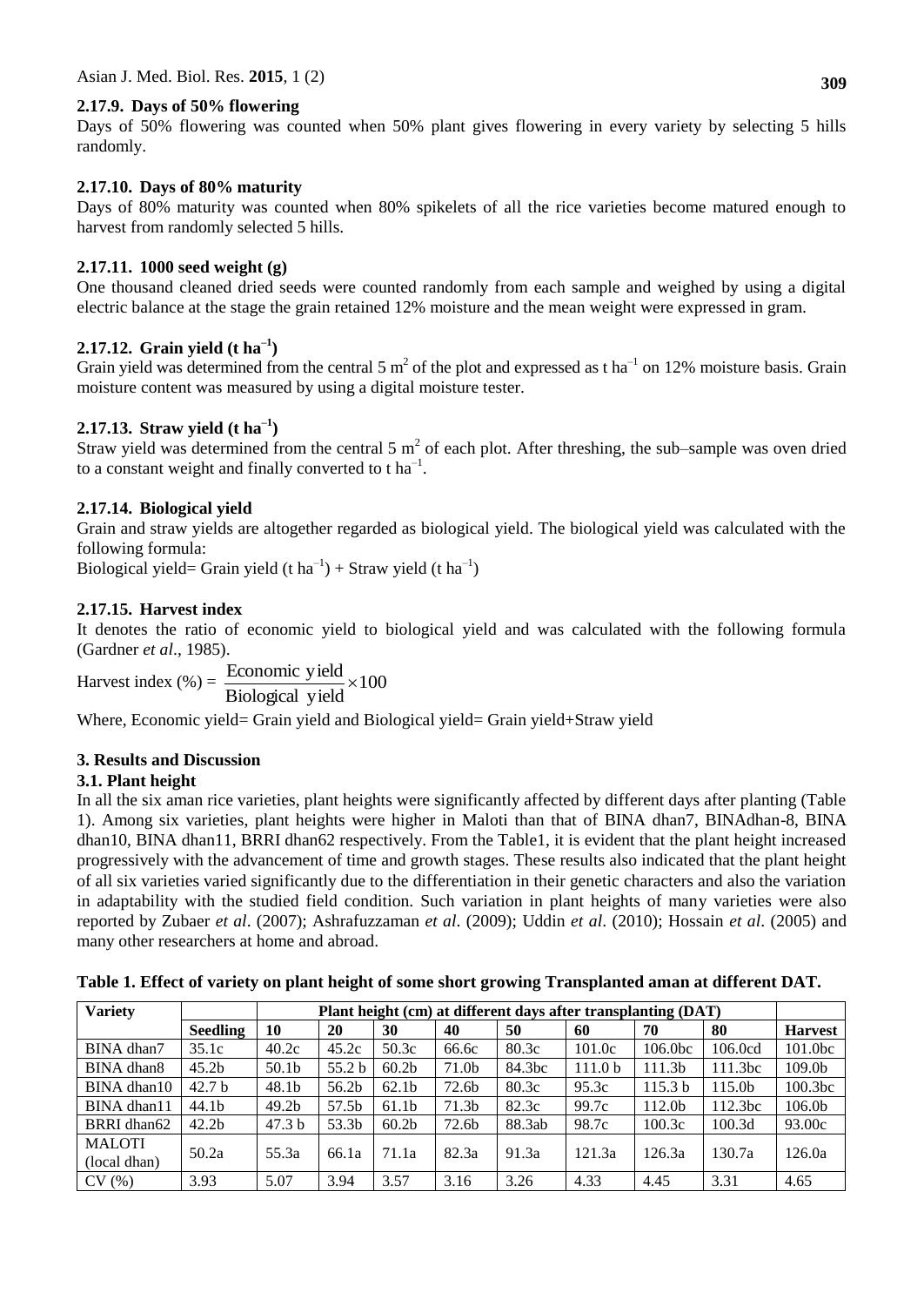### 2.17.9. Days of 50% flowering

Days of 50% flowering was counted when 50% plant gives flowering in every variety by selecting 5 hills randomly.

### 2.17.10. Days of 80% maturity

Days of 80% maturity was counted when 80% spikelets of all the rice varieties become matured enough to harvest from randomly selected 5 hills.

### 2.17.11. 1000 seed weight (g)

One thousand cleaned dried seeds were counted randomly from each sample and weighed by using a digital electric balance at the stage the grain retained 12% moisture and the mean weight were expressed in gram.

### 2.17.12. Grain yield (t $ha^{-1}$)

Grain yield was determined from the central 5 $m^2$ of the plot and expressed as t $ha^{-1}$ on 12% moisture basis. Grain moisture content was measured by using a digital moisture tester.

### 2.17.13. Straw yield (t $ha^{-1}$)

Straw yield was determined from the central 5 $m^2$ of each plot. After threshing, the sub–sample was oven dried to a constant weight and finally converted to t $ha^{-1}$.

### 2.17.14. Biological yield

Grain and straw yields are altogether regarded as biological yield. The biological yield was calculated with the following formula:

Biological yield= Grain yield (t $ha^{-1}$) + Straw yield (t $ha^{-1}$)

### 2.17.15. Harvest index

It denotes the ratio of economic yield to biological yield and was calculated with the following formula (Gardner *et al*., 1985).

$$\text{Harvest index (\%)} = \frac{\text{Economic yield}}{\text{Biological yield}} \times 100$$

Where, Economic yield= Grain yield and Biological yield= Grain yield+Straw yield

## 3. Results and Discussion

### 3.1. Plant height

In all the six aman rice varieties, plant heights were significantly affected by different days after planting (Table 1). Among six varieties, plant heights were higher in Maloti than that of BINA dhan7, BINAdhan-8, BINA dhan10, BINA dhan11, BRRI dhan62 respectively. From the Table1, it is evident that the plant height increased progressively with the advancement of time and growth stages. These results also indicated that the plant height of all six varieties varied significantly due to the differentiation in their genetic characters and also the variation in adaptability with the studied field condition. Such variation in plant heights of many varieties were also reported by Zubaer *et al*. (2007); Ashrafuzzaman *et al*. (2009); Uddin *et al*. (2010); Hossain *et al*. (2005) and many other researchers at home and abroad.

**Table 1. Effect of variety on plant height of some short growing Transplanted aman at different DAT.**

| Variety | | Plant height (cm) at different days after transplanting (DAT) | | | | | | | | |
|---|---|---|---|---|---|---|---|---|---|---|
| | **Seedling** | **10** | **20** | **30** | **40** | **50** | **60** | **70** | **80** | **Harvest** |
| BINA dhan7 | 35.1c | 40.2c | 45.2c | 50.3c | 66.6c | 80.3c | 101.0c | 106.0bc | 106.0cd | 101.0bc |
| BINA dhan8 | 45.2b | 50.1b | 55.2 b | 60.2b | 71.0b | 84.3bc | 111.0 b | 111.3b | 111.3bc | 109.0b |
| BINA dhan10 | 42.7 b | 48.1b | 56.2b | 62.1b | 72.6b | 80.3c | 95.3c | 115.3 b | 115.0b | 100.3bc |
| BINA dhan11 | 44.1b | 49.2b | 57.5b | 61.1b | 71.3b | 82.3c | 99.7c | 112.0b | 112.3bc | 106.0b |
| BRRI dhan62 | 42.2b | 47.3 b | 53.3b | 60.2b | 72.6b | 88.3ab | 98.7c | 100.3c | 100.3d | 93.00c |
| MALOTI (local dhan) | 50.2a | 55.3a | 66.1a | 71.1a | 82.3a | 91.3a | 121.3a | 126.3a | 130.7a | 126.0a |
| CV (%) | 3.93 | 5.07 | 3.94 | 3.57 | 3.16 | 3.26 | 4.33 | 4.45 | 3.31 | 4.65 |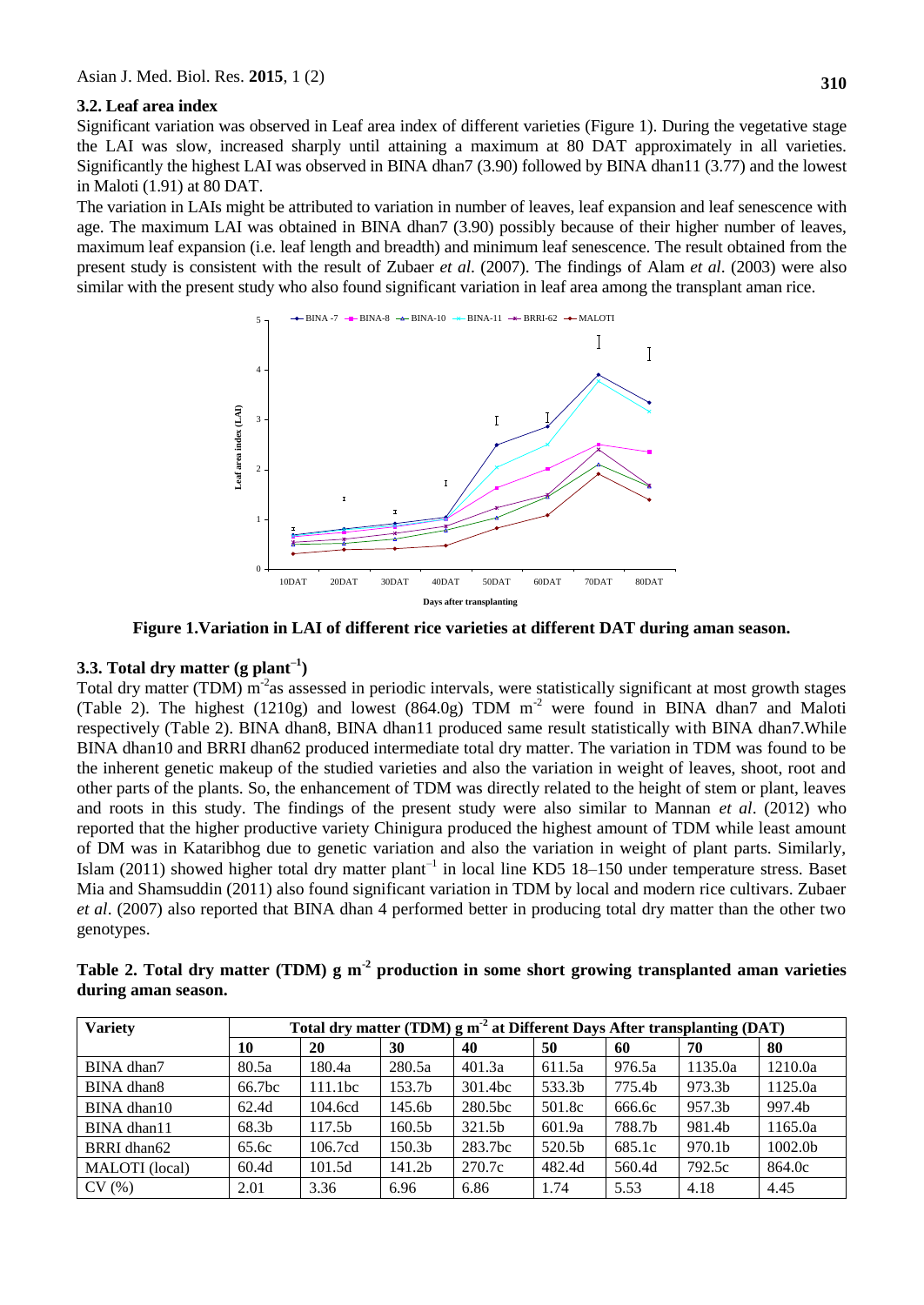### 3.2. Leaf area index

Significant variation was observed in Leaf area index of different varieties (Figure 1). During the vegetative stage the LAI was slow, increased sharply until attaining a maximum at 80 DAT approximately in all varieties. Significantly the highest LAI was observed in BINA dhan7 (3.90) followed by BINA dhan11 (3.77) and the lowest in Maloti (1.91) at 80 DAT.

The variation in LAIs might be attributed to variation in number of leaves, leaf expansion and leaf senescence with age. The maximum LAI was obtained in BINA dhan7 (3.90) possibly because of their higher number of leaves, maximum leaf expansion (i.e. leaf length and breadth) and minimum leaf senescence. The result obtained from the present study is consistent with the result of Zubaer *et al.* (2007). The findings of Alam *et al*. (2003) were also similar with the present study who also found significant variation in leaf area among the transplant aman rice.

**Figure 1.Variation in LAI of different rice varieties at different DAT during aman season.**

### 3.3. Total dry matter (g plant$^{-1}$)

Total dry matter (TDM) m$^{-2}$as assessed in periodic intervals, were statistically significant at most growth stages (Table 2). The highest (1210g) and lowest (864.0g) TDM m$^{-2}$ were found in BINA dhan7 and Maloti respectively (Table 2). BINA dhan8, BINA dhan11 produced same result statistically with BINA dhan7.While BINA dhan10 and BRRI dhan62 produced intermediate total dry matter. The variation in TDM was found to be the inherent genetic makeup of the studied varieties and also the variation in weight of leaves, shoot, root and other parts of the plants. So, the enhancement of TDM was directly related to the height of stem or plant, leaves and roots in this study. The findings of the present study were also similar to Mannan *et al*. (2012) who reported that the higher productive variety Chinigura produced the highest amount of TDM while least amount of DM was in Kataribhog due to genetic variation and also the variation in weight of plant parts. Similarly, Islam (2011) showed higher total dry matter plant$^{-1}$ in local line KD5 18–150 under temperature stress. Baset Mia and Shamsuddin (2011) also found significant variation in TDM by local and modern rice cultivars. Zubaer *et al*. (2007) also reported that BINA dhan 4 performed better in producing total dry matter than the other two genotypes.

**Table 2. Total dry matter (TDM) g m$^{-2}$ production in some short growing transplanted aman varieties during aman season.**

| Variety | Total dry matter (TDM) g m$^{-2}$ at Different Days After transplanting (DAT) | | | | | | | |
|---|---|---|---|---|---|---|---|---|
| | 10 | 20 | 30 | 40 | 50 | 60 | 70 | 80 |
| BINA dhan7 | 80.5a | 180.4a | 280.5a | 401.3a | 611.5a | 976.5a | 1135.0a | 1210.0a |
| BINA dhan8 | 66.7bc | 111.1bc | 153.7b | 301.4bc | 533.3b | 775.4b | 973.3b | 1125.0a |
| BINA dhan10 | 62.4d | 104.6cd | 145.6b | 280.5bc | 501.8c | 666.6c | 957.3b | 997.4b |
| BINA dhan11 | 68.3b | 117.5b | 160.5b | 321.5b | 601.9a | 788.7b | 981.4b | 1165.0a |
| BRRI dhan62 | 65.6c | 106.7cd | 150.3b | 283.7bc | 520.5b | 685.1c | 970.1b | 1002.0b |
| MALOTI (local) | 60.4d | 101.5d | 141.2b | 270.7c | 482.4d | 560.4d | 792.5c | 864.0c |
| CV (%) | 2.01 | 3.36 | 6.96 | 6.86 | 1.74 | 5.53 | 4.18 | 4.45 |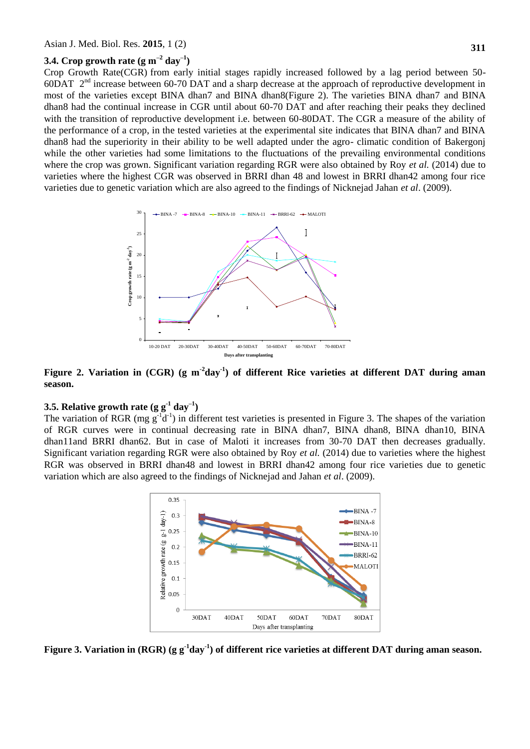### 3.4. Crop growth rate (g $m^{-2}$ $day^{-1}$)

Crop Growth Rate(CGR) from early initial stages rapidly increased followed by a lag period between 50-60DAT 2nd increase between 60-70 DAT and a sharp decrease at the approach of reproductive development in most of the varieties except BINA dhan7 and BINA dhan8(Figure 2). The varieties BINA dhan7 and BINA dhan8 had the continual increase in CGR until about 60-70 DAT and after reaching their peaks they declined with the transition of reproductive development i.e. between 60-80DAT. The CGR a measure of the ability of the performance of a crop, in the tested varieties at the experimental site indicates that BINA dhan7 and BINA dhan8 had the superiority in their ability to be well adapted under the agro- climatic condition of Bakergonj while the other varieties had some limitations to the fluctuations of the prevailing environmental conditions where the crop was grown. Significant variation regarding RGR were also obtained by Roy *et al.* (2014) due to varieties where the highest CGR was observed in BRRI dhan 48 and lowest in BRRI dhan42 among four rice varieties due to genetic variation which are also agreed to the findings of Nicknejad Jahan *et al*. (2009).

**Figure 2. Variation in (CGR) (g $m^{-2}day^{-1}$) of different Rice varieties at different DAT during aman season.**

### 3.5. Relative growth rate (g $g^{-1}$ $day^{-1}$)

The variation of RGR (mg $g^{-1}d^{-1}$) in different test varieties is presented in Figure 3. The shapes of the variation of RGR curves were in continual decreasing rate in BINA dhan7, BINA dhan8, BINA dhan10, BINA dhan11and BRRI dhan62. But in case of Maloti it increases from 30-70 DAT then decreases gradually. Significant variation regarding RGR were also obtained by Roy *et al.* (2014) due to varieties where the highest RGR was observed in BRRI dhan48 and lowest in BRRI dhan42 among four rice varieties due to genetic variation which are also agreed to the findings of Nicknejad and Jahan *et al*. (2009).

**Figure 3. Variation in (RGR) (g $g^{-1}day^{-1}$) of different rice varieties at different DAT during aman season.**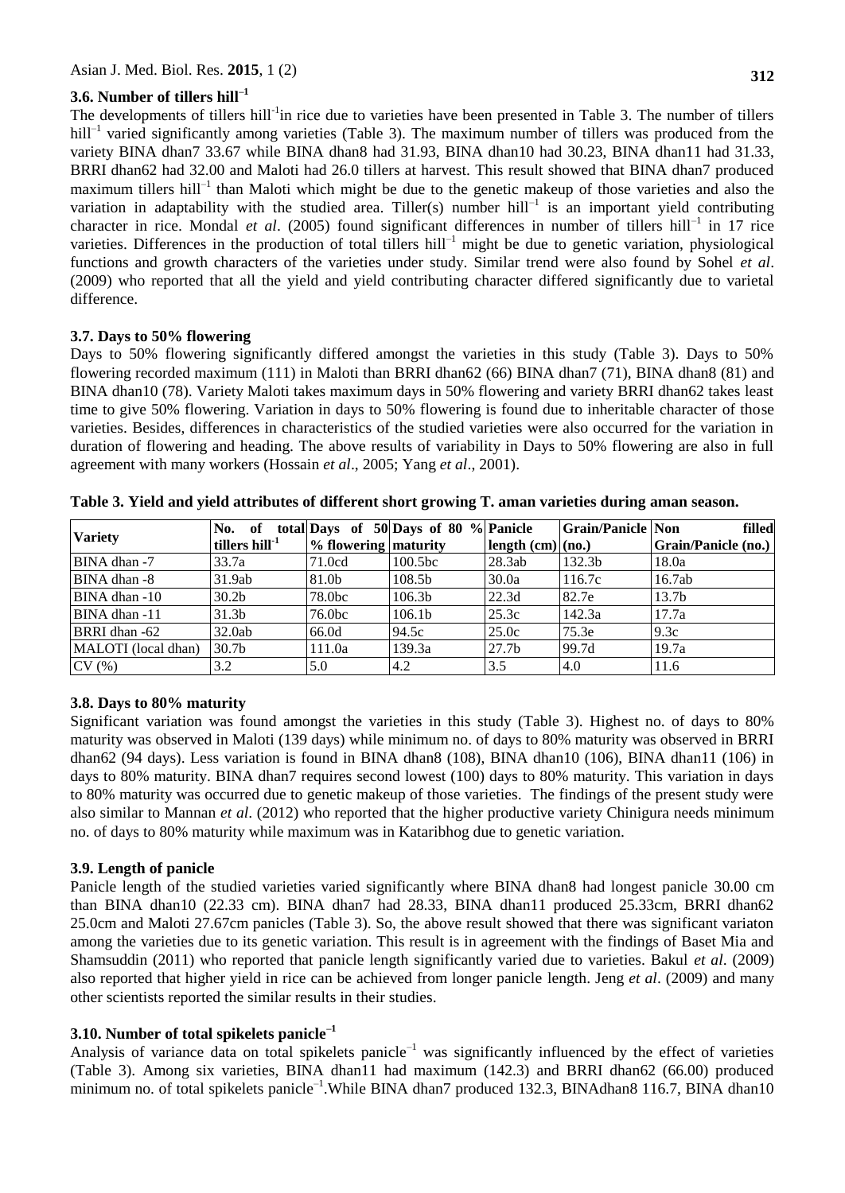### 3.6. Number of tillers hill$^{-1}$

The developments of tillers hill$^{-1}$in rice due to varieties have been presented in Table 3. The number of tillers hill$^{-1}$ varied significantly among varieties (Table 3). The maximum number of tillers was produced from the variety BINA dhan7 33.67 while BINA dhan8 had 31.93, BINA dhan10 had 30.23, BINA dhan11 had 31.33, BRRI dhan62 had 32.00 and Maloti had 26.0 tillers at harvest. This result showed that BINA dhan7 produced maximum tillers hill$^{-1}$ than Maloti which might be due to the genetic makeup of those varieties and also the variation in adaptability with the studied area. Tiller(s) number hill$^{-1}$ is an important yield contributing character in rice. Mondal *et al*. (2005) found significant differences in number of tillers hill$^{-1}$ in 17 rice varieties. Differences in the production of total tillers hill$^{-1}$ might be due to genetic variation, physiological functions and growth characters of the varieties under study. Similar trend were also found by Sohel *et al*. (2009) who reported that all the yield and yield contributing character differed significantly due to varietal difference.

### 3.7. Days to 50% flowering

Days to 50% flowering significantly differed amongst the varieties in this study (Table 3). Days to 50% flowering recorded maximum (111) in Maloti than BRRI dhan62 (66) BINA dhan7 (71), BINA dhan8 (81) and BINA dhan10 (78). Variety Maloti takes maximum days in 50% flowering and variety BRRI dhan62 takes least time to give 50% flowering. Variation in days to 50% flowering is found due to inheritable character of those varieties. Besides, differences in characteristics of the studied varieties were also occurred for the variation in duration of flowering and heading. The above results of variability in Days to 50% flowering are also in full agreement with many workers (Hossain *et al*., 2005; Yang *et al*., 2001).

**Table 3. Yield and yield attributes of different short growing T. aman varieties during aman season.**

| Variety | No. of total tillers hill$^{-1}$ | Days of 50 % flowering | Days of 80 % maturity | Panicle length (cm) | Grain/Panicle (no.) | Non filled Grain/Panicle (no.) |
|---|---|---|---|---|---|---|
| BINA dhan -7 | 33.7a | 71.0cd | 100.5bc | 28.3ab | 132.3b | 18.0a |
| BINA dhan -8 | 31.9ab | 81.0b | 108.5b | 30.0a | 116.7c | 16.7ab |
| BINA dhan -10 | 30.2b | 78.0bc | 106.3b | 22.3d | 82.7e | 13.7b |
| BINA dhan -11 | 31.3b | 76.0bc | 106.1b | 25.3c | 142.3a | 17.7a |
| BRRI dhan -62 | 32.0ab | 66.0d | 94.5c | 25.0c | 75.3e | 9.3c |
| MALOTI (local dhan) | 30.7b | 111.0a | 139.3a | 27.7b | 99.7d | 19.7a |
| CV (%) | 3.2 | 5.0 | 4.2 | 3.5 | 4.0 | 11.6 |

### 3.8. Days to 80% maturity

Significant variation was found amongst the varieties in this study (Table 3). Highest no. of days to 80% maturity was observed in Maloti (139 days) while minimum no. of days to 80% maturity was observed in BRRI dhan62 (94 days). Less variation is found in BINA dhan8 (108), BINA dhan10 (106), BINA dhan11 (106) in days to 80% maturity. BINA dhan7 requires second lowest (100) days to 80% maturity. This variation in days to 80% maturity was occurred due to genetic makeup of those varieties. The findings of the present study were also similar to Mannan *et al*. (2012) who reported that the higher productive variety Chinigura needs minimum no. of days to 80% maturity while maximum was in Kataribhog due to genetic variation.

### 3.9. Length of panicle

Panicle length of the studied varieties varied significantly where BINA dhan8 had longest panicle 30.00 cm than BINA dhan10 (22.33 cm). BINA dhan7 had 28.33, BINA dhan11 produced 25.33cm, BRRI dhan62 25.0cm and Maloti 27.67cm panicles (Table 3). So, the above result showed that there was significant variaton among the varieties due to its genetic variation. This result is in agreement with the findings of Baset Mia and Shamsuddin (2011) who reported that panicle length significantly varied due to varieties. Bakul *et al*. (2009) also reported that higher yield in rice can be achieved from longer panicle length. Jeng *et al*. (2009) and many other scientists reported the similar results in their studies.

### 3.10. Number of total spikelets panicle$^{-1}$

Analysis of variance data on total spikelets panicle$^{-1}$ was significantly influenced by the effect of varieties (Table 3). Among six varieties, BINA dhan11 had maximum (142.3) and BRRI dhan62 (66.00) produced minimum no. of total spikelets panicle$^{-1}$.While BINA dhan7 produced 132.3, BINAdhan8 116.7, BINA dhan10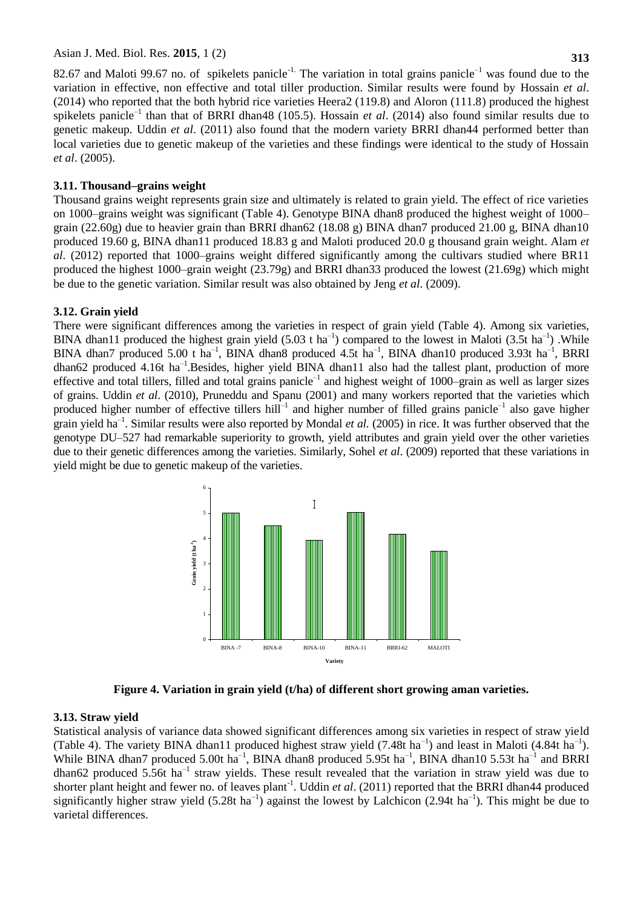82.67 and Maloti 99.67 no. of spikelets panicle$^{-1}$. The variation in total grains panicle$^{-1}$ was found due to the variation in effective, non effective and total tiller production. Similar results were found by Hossain *et al*. (2014) who reported that the both hybrid rice varieties Heera2 (119.8) and Aloron (111.8) produced the highest spikelets panicle$^{-1}$ than that of BRRI dhan48 (105.5). Hossain *et al*. (2014) also found similar results due to genetic makeup. Uddin *et al*. (2011) also found that the modern variety BRRI dhan44 performed better than local varieties due to genetic makeup of the varieties and these findings were identical to the study of Hossain *et al*. (2005).

### 3.11. Thousand–grains weight

Thousand grains weight represents grain size and ultimately is related to grain yield. The effect of rice varieties on 1000–grains weight was significant (Table 4). Genotype BINA dhan8 produced the highest weight of 1000–grain (22.60g) due to heavier grain than BRRI dhan62 (18.08 g) BINA dhan7 produced 21.00 g, BINA dhan10 produced 19.60 g, BINA dhan11 produced 18.83 g and Maloti produced 20.0 g thousand grain weight. Alam *et al*. (2012) reported that 1000–grains weight differed significantly among the cultivars studied where BR11 produced the highest 1000–grain weight (23.79g) and BRRI dhan33 produced the lowest (21.69g) which might be due to the genetic variation. Similar result was also obtained by Jeng *et al*. (2009).

### 3.12. Grain yield

There were significant differences among the varieties in respect of grain yield (Table 4). Among six varieties, BINA dhan11 produced the highest grain yield (5.03 t ha$^{-1}$) compared to the lowest in Maloti (3.5t ha$^{-1}$) .While BINA dhan7 produced 5.00 t ha$^{-1}$, BINA dhan8 produced 4.5t ha$^{-1}$, BINA dhan10 produced 3.93t ha$^{-1}$, BRRI dhan62 produced 4.16t ha$^{-1}$.Besides, higher yield BINA dhan11 also had the tallest plant, production of more effective and total tillers, filled and total grains panicle$^{-1}$ and highest weight of 1000–grain as well as larger sizes of grains. Uddin *et al*. (2010), Pruneddu and Spanu (2001) and many workers reported that the varieties which produced higher number of effective tillers hill$^{-1}$ and higher number of filled grains panicle$^{-1}$ also gave higher grain yield ha$^{-1}$. Similar results were also reported by Mondal *et al.* (2005) in rice. It was further observed that the genotype DU–527 had remarkable superiority to growth, yield attributes and grain yield over the other varieties due to their genetic differences among the varieties. Similarly, Sohel *et al*. (2009) reported that these variations in yield might be due to genetic makeup of the varieties.

**Figure 4. Variation in grain yield (t/ha) of different short growing aman varieties.**

### 3.13. Straw yield

Statistical analysis of variance data showed significant differences among six varieties in respect of straw yield (Table 4). The variety BINA dhan11 produced highest straw yield (7.48t ha$^{-1}$) and least in Maloti (4.84t ha$^{-1}$). While BINA dhan7 produced 5.00t ha$^{-1}$, BINA dhan8 produced 5.95t ha$^{-1}$, BINA dhan10 5.53t ha$^{-1}$ and BRRI dhan62 produced 5.56t ha$^{-1}$ straw yields. These result revealed that the variation in straw yield was due to shorter plant height and fewer no. of leaves plant$^{-1}$. Uddin *et al*. (2011) reported that the BRRI dhan44 produced significantly higher straw yield (5.28t ha$^{-1}$) against the lowest by Lalchicon (2.94t ha$^{-1}$). This might be due to varietal differences.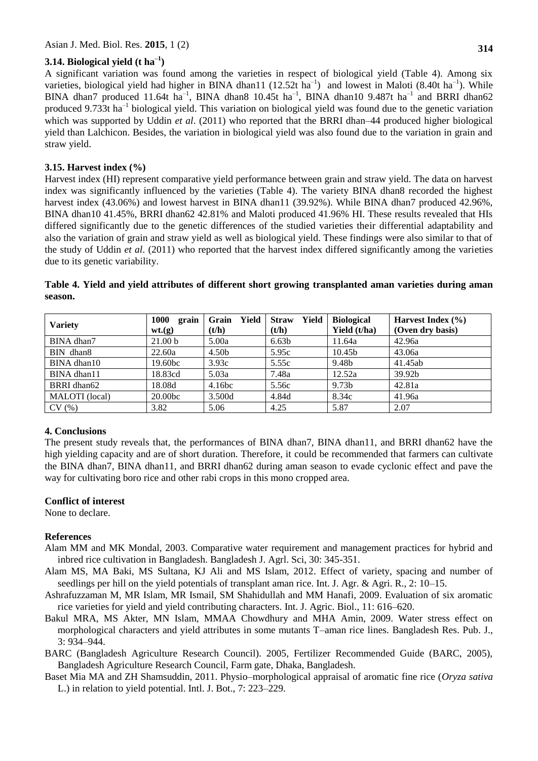### 3.14. Biological yield (t $ha^{-1}$)

A significant variation was found among the varieties in respect of biological yield (Table 4). Among six varieties, biological yield had higher in BINA dhan11 (12.52t $ha^{-1}$) and lowest in Maloti (8.40t $ha^{-1}$). While BINA dhan7 produced 11.64t $ha^{-1}$, BINA dhan8 10.45t $ha^{-1}$, BINA dhan10 9.487t $ha^{-1}$ and BRRI dhan62 produced 9.733t $ha^{-1}$ biological yield. This variation on biological yield was found due to the genetic variation which was supported by Uddin *et al*. (2011) who reported that the BRRI dhan–44 produced higher biological yield than Lalchicon. Besides, the variation in biological yield was also found due to the variation in grain and straw yield.

### 3.15. Harvest index (%)

Harvest index (HI) represent comparative yield performance between grain and straw yield. The data on harvest index was significantly influenced by the varieties (Table 4). The variety BINA dhan8 recorded the highest harvest index (43.06%) and lowest harvest in BINA dhan11 (39.92%). While BINA dhan7 produced 42.96%, BINA dhan10 41.45%, BRRI dhan62 42.81% and Maloti produced 41.96% HI. These results revealed that HIs differed significantly due to the genetic differences of the studied varieties their differential adaptability and also the variation of grain and straw yield as well as biological yield. These findings were also similar to that of the study of Uddin *et al*. (2011) who reported that the harvest index differed significantly among the varieties due to its genetic variability.

**Table 4. Yield and yield attributes of different short growing transplanted aman varieties during aman season.**

| Variety | 1000 grain wt.(g) | Grain Yield (t/h) | Straw Yield (t/h) | Biological Yield (t/ha) | Harvest Index (%) (Oven dry basis) |
|---|---|---|---|---|---|
| BINA dhan7 | 21.00 b | 5.00a | 6.63b | 11.64a | 42.96a |
| BIN dhan8 | 22.60a | 4.50b | 5.95c | 10.45b | 43.06a |
| BINA dhan10 | 19.60bc | 3.93c | 5.55c | 9.48b | 41.45ab |
| BINA dhan11 | 18.83cd | 5.03a | 7.48a | 12.52a | 39.92b |
| BRRI dhan62 | 18.08d | 4.16bc | 5.56c | 9.73b | 42.81a |
| MALOTI (local) | 20.00bc | 3.500d | 4.84d | 8.34c | 41.96a |
| CV (%) | 3.82 | 5.06 | 4.25 | 5.87 | 2.07 |

## 4. Conclusions

The present study reveals that, the performances of BINA dhan7, BINA dhan11, and BRRI dhan62 have the high yielding capacity and are of short duration. Therefore, it could be recommended that farmers can cultivate the BINA dhan7, BINA dhan11, and BRRI dhan62 during aman season to evade cyclonic effect and pave the way for cultivating boro rice and other rabi crops in this mono cropped area.

## Conflict of interest

None to declare.

## References

Alam MM and MK Mondal, 2003. Comparative water requirement and management practices for hybrid and inbred rice cultivation in Bangladesh. Bangladesh J. Agrl. Sci, 30: 345-351.

Alam MS, MA Baki, MS Sultana, KJ Ali and MS Islam, 2012. Effect of variety, spacing and number of seedlings per hill on the yield potentials of transplant aman rice. Int. J. Agr. & Agri. R., 2: 10–15.

Ashrafuzzaman M, MR Islam, MR Ismail, SM Shahidullah and MM Hanafi, 2009. Evaluation of six aromatic rice varieties for yield and yield contributing characters. Int. J. Agric. Biol., 11: 616–620.

Bakul MRA, MS Akter, MN Islam, MMAA Chowdhury and MHA Amin, 2009. Water stress effect on morphological characters and yield attributes in some mutants T–aman rice lines. Bangladesh Res. Pub. J., 3: 934–944.

BARC (Bangladesh Agriculture Research Council). 2005, Fertilizer Recommended Guide (BARC, 2005), Bangladesh Agriculture Research Council, Farm gate, Dhaka, Bangladesh.

Baset Mia MA and ZH Shamsuddin, 2011. Physio–morphological appraisal of aromatic fine rice (*Oryza sativa* L.) in relation to yield potential. Intl. J. Bot., 7: 223–229.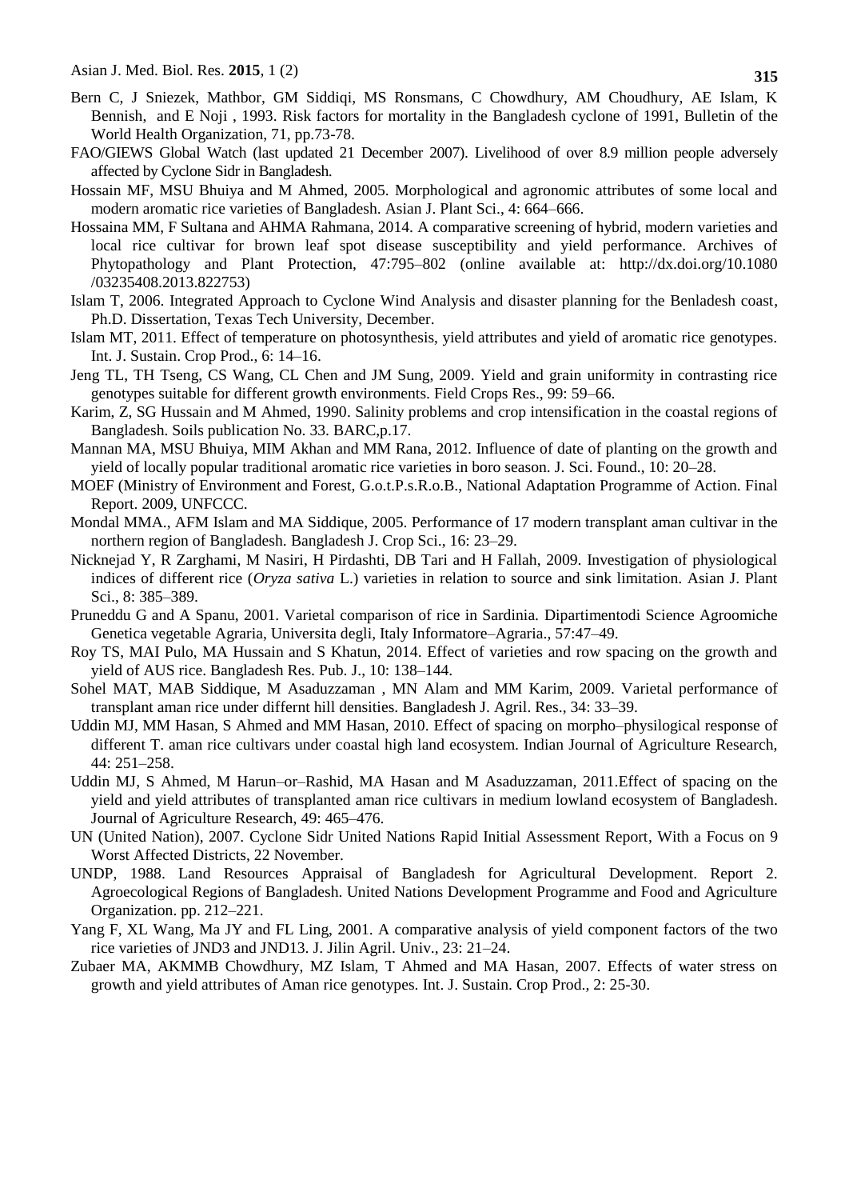Bern C, J Sniezek, Mathbor, GM Siddiqi, MS Ronsmans, C Chowdhury, AM Choudhury, AE Islam, K Bennish, and E Noji , 1993. Risk factors for mortality in the Bangladesh cyclone of 1991, Bulletin of the World Health Organization, 71, pp.73-78.

FAO/GIEWS Global Watch (last updated 21 December 2007). Livelihood of over 8.9 million people adversely affected by Cyclone Sidr in Bangladesh.

Hossain MF, MSU Bhuiya and M Ahmed, 2005. Morphological and agronomic attributes of some local and modern aromatic rice varieties of Bangladesh. Asian J. Plant Sci., 4: 664–666.

Hossaina MM, F Sultana and AHMA Rahmana, 2014. A comparative screening of hybrid, modern varieties and local rice cultivar for brown leaf spot disease susceptibility and yield performance. Archives of Phytopathology and Plant Protection, 47:795–802 (online available at: http://dx.doi.org/10.1080 /03235408.2013.822753)

Islam T, 2006. Integrated Approach to Cyclone Wind Analysis and disaster planning for the Benladesh coast, Ph.D. Dissertation, Texas Tech University, December.

Islam MT, 2011. Effect of temperature on photosynthesis, yield attributes and yield of aromatic rice genotypes. Int. J. Sustain. Crop Prod., 6: 14–16.

Jeng TL, TH Tseng, CS Wang, CL Chen and JM Sung, 2009. Yield and grain uniformity in contrasting rice genotypes suitable for different growth environments. Field Crops Res., 99: 59–66.

Karim, Z, SG Hussain and M Ahmed, 1990. Salinity problems and crop intensification in the coastal regions of Bangladesh. Soils publication No. 33. BARC,p.17.

Mannan MA, MSU Bhuiya, MIM Akhan and MM Rana, 2012. Influence of date of planting on the growth and yield of locally popular traditional aromatic rice varieties in boro season. J. Sci. Found., 10: 20–28.

MOEF (Ministry of Environment and Forest, G.o.t.P.s.R.o.B., National Adaptation Programme of Action. Final Report. 2009, UNFCCC.

Mondal MMA., AFM Islam and MA Siddique, 2005. Performance of 17 modern transplant aman cultivar in the northern region of Bangladesh. Bangladesh J. Crop Sci., 16: 23–29.

Nicknejad Y, R Zarghami, M Nasiri, H Pirdashti, DB Tari and H Fallah, 2009. Investigation of physiological indices of different rice (*Oryza sativa* L.) varieties in relation to source and sink limitation. Asian J. Plant Sci., 8: 385–389.

Pruneddu G and A Spanu, 2001. Varietal comparison of rice in Sardinia. Dipartimentodi Science Agroomiche Genetica vegetable Agraria, Universita degli, Italy Informatore–Agraria., 57:47–49.

Roy TS, MAI Pulo, MA Hussain and S Khatun, 2014. Effect of varieties and row spacing on the growth and yield of AUS rice. Bangladesh Res. Pub. J., 10: 138–144.

Sohel MAT, MAB Siddique, M Asaduzzaman , MN Alam and MM Karim, 2009. Varietal performance of transplant aman rice under differnt hill densities. Bangladesh J. Agril. Res., 34: 33–39.

Uddin MJ, MM Hasan, S Ahmed and MM Hasan, 2010. Effect of spacing on morpho–physilogical response of different T. aman rice cultivars under coastal high land ecosystem. Indian Journal of Agriculture Research, 44: 251–258.

Uddin MJ, S Ahmed, M Harun–or–Rashid, MA Hasan and M Asaduzzaman, 2011.Effect of spacing on the yield and yield attributes of transplanted aman rice cultivars in medium lowland ecosystem of Bangladesh. Journal of Agriculture Research, 49: 465–476.

UN (United Nation), 2007. Cyclone Sidr United Nations Rapid Initial Assessment Report, With a Focus on 9 Worst Affected Districts, 22 November.

UNDP, 1988. Land Resources Appraisal of Bangladesh for Agricultural Development. Report 2. Agroecological Regions of Bangladesh. United Nations Development Programme and Food and Agriculture Organization. pp. 212–221.

Yang F, XL Wang, Ma JY and FL Ling, 2001. A comparative analysis of yield component factors of the two rice varieties of JND3 and JND13. J. Jilin Agril. Univ., 23: 21–24.

Zubaer MA, AKMMB Chowdhury, MZ Islam, T Ahmed and MA Hasan, 2007. Effects of water stress on growth and yield attributes of Aman rice genotypes. Int. J. Sustain. Crop Prod., 2: 25-30.